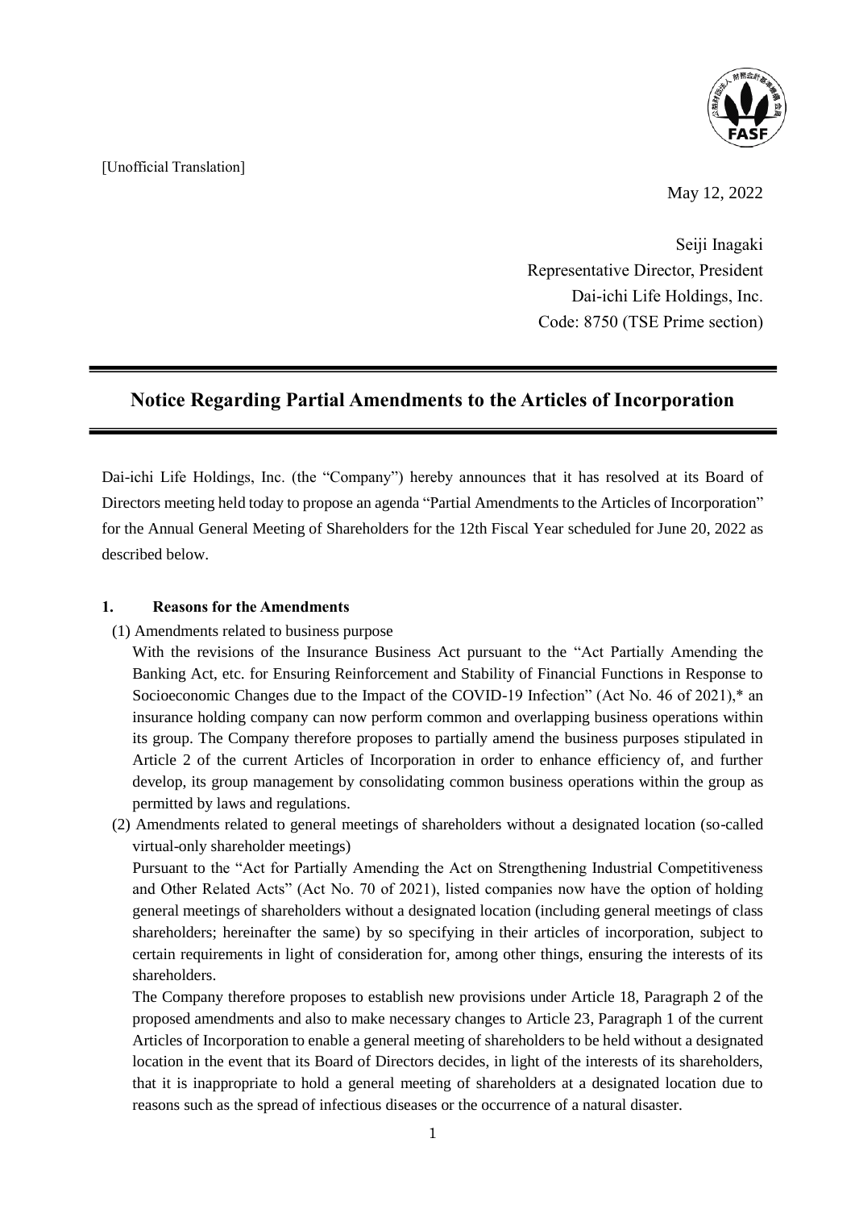[Unofficial Translation]

May 12, 2022

Seiji Inagaki
Representative Director, President
Dai-ichi Life Holdings, Inc.
Code: 8750 (TSE Prime section)

# Notice Regarding Partial Amendments to the Articles of Incorporation

Dai-ichi Life Holdings, Inc. (the "Company") hereby announces that it has resolved at its Board of Directors meeting held today to propose an agenda "Partial Amendments to the Articles of Incorporation" for the Annual General Meeting of Shareholders for the 12th Fiscal Year scheduled for June 20, 2022 as described below.

## 1. Reasons for the Amendments

(1) Amendments related to business purpose

With the revisions of the Insurance Business Act pursuant to the "Act Partially Amending the Banking Act, etc. for Ensuring Reinforcement and Stability of Financial Functions in Response to Socioeconomic Changes due to the Impact of the COVID-19 Infection" (Act No. 46 of 2021),* an insurance holding company can now perform common and overlapping business operations within its group. The Company therefore proposes to partially amend the business purposes stipulated in Article 2 of the current Articles of Incorporation in order to enhance efficiency of, and further develop, its group management by consolidating common business operations within the group as permitted by laws and regulations.

(2) Amendments related to general meetings of shareholders without a designated location (so-called virtual-only shareholder meetings)

Pursuant to the "Act for Partially Amending the Act on Strengthening Industrial Competitiveness and Other Related Acts" (Act No. 70 of 2021), listed companies now have the option of holding general meetings of shareholders without a designated location (including general meetings of class shareholders; hereinafter the same) by so specifying in their articles of incorporation, subject to certain requirements in light of consideration for, among other things, ensuring the interests of its shareholders.

The Company therefore proposes to establish new provisions under Article 18, Paragraph 2 of the proposed amendments and also to make necessary changes to Article 23, Paragraph 1 of the current Articles of Incorporation to enable a general meeting of shareholders to be held without a designated location in the event that its Board of Directors decides, in light of the interests of its shareholders, that it is inappropriate to hold a general meeting of shareholders at a designated location due to reasons such as the spread of infectious diseases or the occurrence of a natural disaster.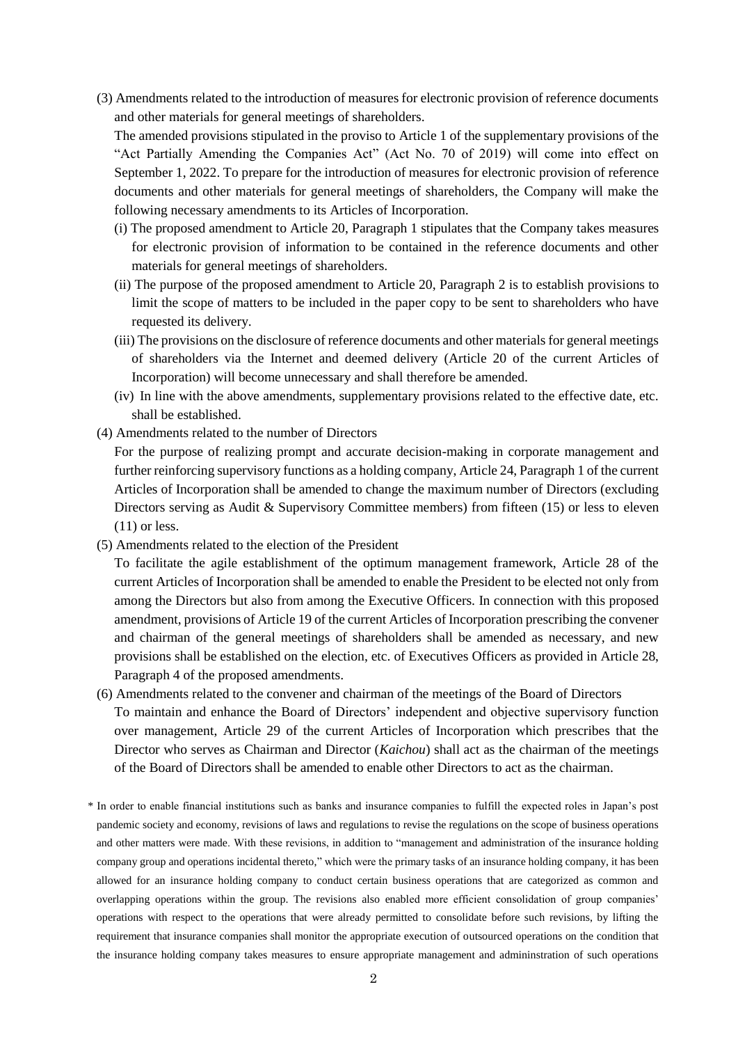(3) Amendments related to the introduction of measures for electronic provision of reference documents and other materials for general meetings of shareholders.

The amended provisions stipulated in the proviso to Article 1 of the supplementary provisions of the "Act Partially Amending the Companies Act" (Act No. 70 of 2019) will come into effect on September 1, 2022. To prepare for the introduction of measures for electronic provision of reference documents and other materials for general meetings of shareholders, the Company will make the following necessary amendments to its Articles of Incorporation.

(i) The proposed amendment to Article 20, Paragraph 1 stipulates that the Company takes measures for electronic provision of information to be contained in the reference documents and other materials for general meetings of shareholders.

(ii) The purpose of the proposed amendment to Article 20, Paragraph 2 is to establish provisions to limit the scope of matters to be included in the paper copy to be sent to shareholders who have requested its delivery.

(iii) The provisions on the disclosure of reference documents and other materials for general meetings of shareholders via the Internet and deemed delivery (Article 20 of the current Articles of Incorporation) will become unnecessary and shall therefore be amended.

(iv) In line with the above amendments, supplementary provisions related to the effective date, etc. shall be established.

(4) Amendments related to the number of Directors

For the purpose of realizing prompt and accurate decision-making in corporate management and further reinforcing supervisory functions as a holding company, Article 24, Paragraph 1 of the current Articles of Incorporation shall be amended to change the maximum number of Directors (excluding Directors serving as Audit & Supervisory Committee members) from fifteen (15) or less to eleven (11) or less.

(5) Amendments related to the election of the President

To facilitate the agile establishment of the optimum management framework, Article 28 of the current Articles of Incorporation shall be amended to enable the President to be elected not only from among the Directors but also from among the Executive Officers. In connection with this proposed amendment, provisions of Article 19 of the current Articles of Incorporation prescribing the convener and chairman of the general meetings of shareholders shall be amended as necessary, and new provisions shall be established on the election, etc. of Executives Officers as provided in Article 28, Paragraph 4 of the proposed amendments.

(6) Amendments related to the convener and chairman of the meetings of the Board of Directors

To maintain and enhance the Board of Directors' independent and objective supervisory function over management, Article 29 of the current Articles of Incorporation which prescribes that the Director who serves as Chairman and Director (*Kaichou*) shall act as the chairman of the meetings of the Board of Directors shall be amended to enable other Directors to act as the chairman.

\* In order to enable financial institutions such as banks and insurance companies to fulfill the expected roles in Japan's post pandemic society and economy, revisions of laws and regulations to revise the regulations on the scope of business operations and other matters were made. With these revisions, in addition to "management and administration of the insurance holding company group and operations incidental thereto," which were the primary tasks of an insurance holding company, it has been allowed for an insurance holding company to conduct certain business operations that are categorized as common and overlapping operations within the group. The revisions also enabled more efficient consolidation of group companies' operations with respect to the operations that were already permitted to consolidate before such revisions, by lifting the requirement that insurance companies shall monitor the appropriate execution of outsourced operations on the condition that the insurance holding company takes measures to ensure appropriate management and admininstration of such operations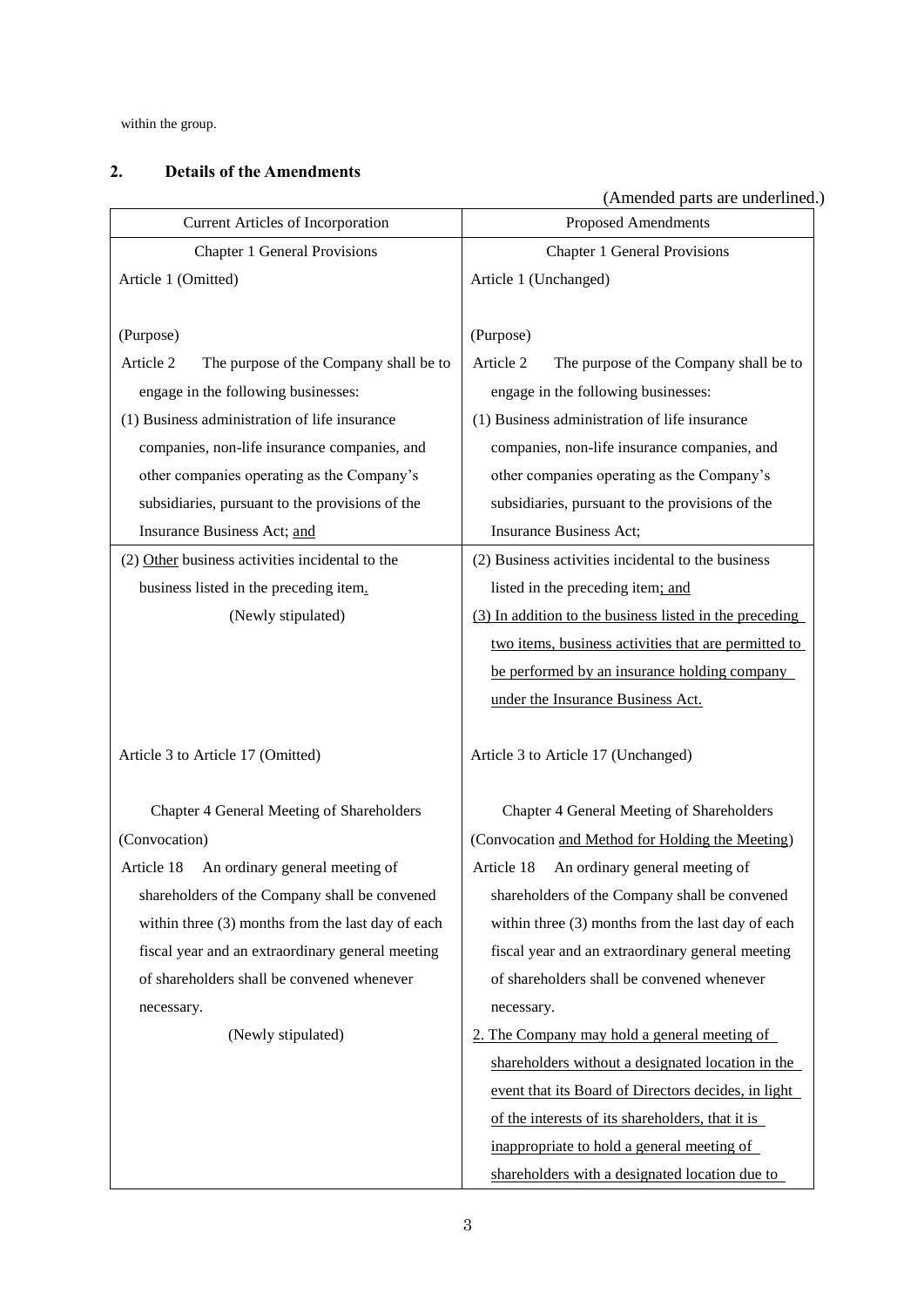within the group.

## 2. Details of the Amendments

(Amended parts are underlined.)

| Current Articles of Incorporation | Proposed Amendments |
|---|---|
| Chapter 1 General Provisions | Chapter 1 General Provisions |
| Article 1 (Omitted) | Article 1 (Unchanged) |
| (Purpose)<br>Article 2 The purpose of the Company shall be to engage in the following businesses:<br>(1) Business administration of life insurance companies, non-life insurance companies, and other companies operating as the Company's subsidiaries, pursuant to the provisions of the Insurance Business Act; <u>and</u> | (Purpose)<br>Article 2 The purpose of the Company shall be to engage in the following businesses:<br>(1) Business administration of life insurance companies, non-life insurance companies, and other companies operating as the Company's subsidiaries, pursuant to the provisions of the Insurance Business Act; |
| (2) <u>Other</u> business activities incidental to the business listed in the preceding item<u>.</u><br>(Newly stipulated) | (2) Business activities incidental to the business listed in the preceding item<u>; and</u><br><u>(3) In addition to the business listed in the preceding two items, business activities that are permitted to be performed by an insurance holding company under the Insurance Business Act.</u> |
| Article 3 to Article 17 (Omitted) | Article 3 to Article 17 (Unchanged) |
| Chapter 4 General Meeting of Shareholders<br>(Convocation)<br>Article 18 An ordinary general meeting of shareholders of the Company shall be convened within three (3) months from the last day of each fiscal year and an extraordinary general meeting of shareholders shall be convened whenever necessary.<br>(Newly stipulated) | Chapter 4 General Meeting of Shareholders<br>(Convocation <u>and Method for Holding the Meeting</u>)<br>Article 18 An ordinary general meeting of shareholders of the Company shall be convened within three (3) months from the last day of each fiscal year and an extraordinary general meeting of shareholders shall be convened whenever necessary.<br><u>2. The Company may hold a general meeting of shareholders without a designated location in the event that its Board of Directors decides, in light of the interests of its shareholders, that it is inappropriate to hold a general meeting of shareholders with a designated location due to</u> |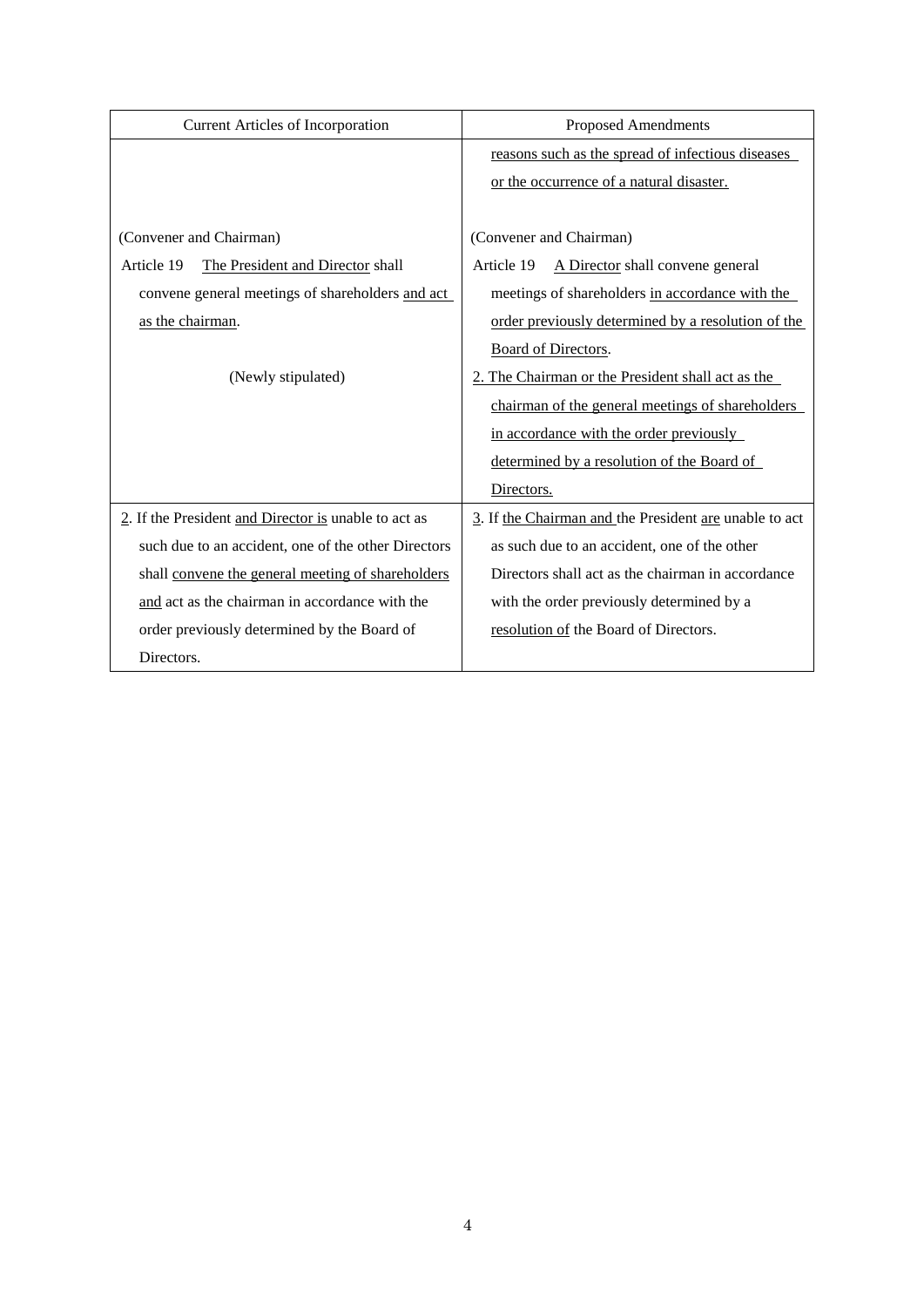| Current Articles of Incorporation | Proposed Amendments |
|---|---|
| | reasons such as the spread of infectious diseases or the occurrence of a natural disaster. |
| (Convener and Chairman)<br>Article 19 The President and Director shall convene general meetings of shareholders and act as the chairman. | (Convener and Chairman)<br>Article 19 A Director shall convene general meetings of shareholders in accordance with the order previously determined by a resolution of the Board of Directors. |
| (Newly stipulated) | 2. The Chairman or the President shall act as the chairman of the general meetings of shareholders in accordance with the order previously determined by a resolution of the Board of Directors. |
| 2. If the President and Director is unable to act as such due to an accident, one of the other Directors shall convene the general meeting of shareholders and act as the chairman in accordance with the order previously determined by the Board of Directors. | 3. If the Chairman and the President are unable to act as such due to an accident, one of the other Directors shall act as the chairman in accordance with the order previously determined by a resolution of the Board of Directors. |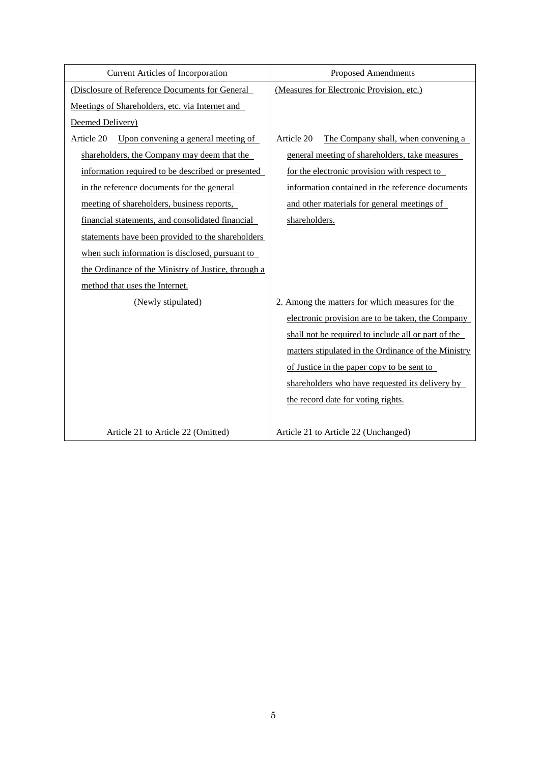| Current Articles of Incorporation | Proposed Amendments |
| --- | --- |
| (Disclosure of Reference Documents for General Meetings of Shareholders, etc. via Internet and Deemed Delivery) | (Measures for Electronic Provision, etc.) |
| Article 20 Upon convening a general meeting of shareholders, the Company may deem that the information required to be described or presented in the reference documents for the general meeting of shareholders, business reports, financial statements, and consolidated financial statements have been provided to the shareholders when such information is disclosed, pursuant to the Ordinance of the Ministry of Justice, through a method that uses the Internet. | Article 20 The Company shall, when convening a general meeting of shareholders, take measures for the electronic provision with respect to information contained in the reference documents and other materials for general meetings of shareholders. |
| (Newly stipulated) | 2. Among the matters for which measures for the electronic provision are to be taken, the Company shall not be required to include all or part of the matters stipulated in the Ordinance of the Ministry of Justice in the paper copy to be sent to shareholders who have requested its delivery by the record date for voting rights. |
| Article 21 to Article 22 (Omitted) | Article 21 to Article 22 (Unchanged) |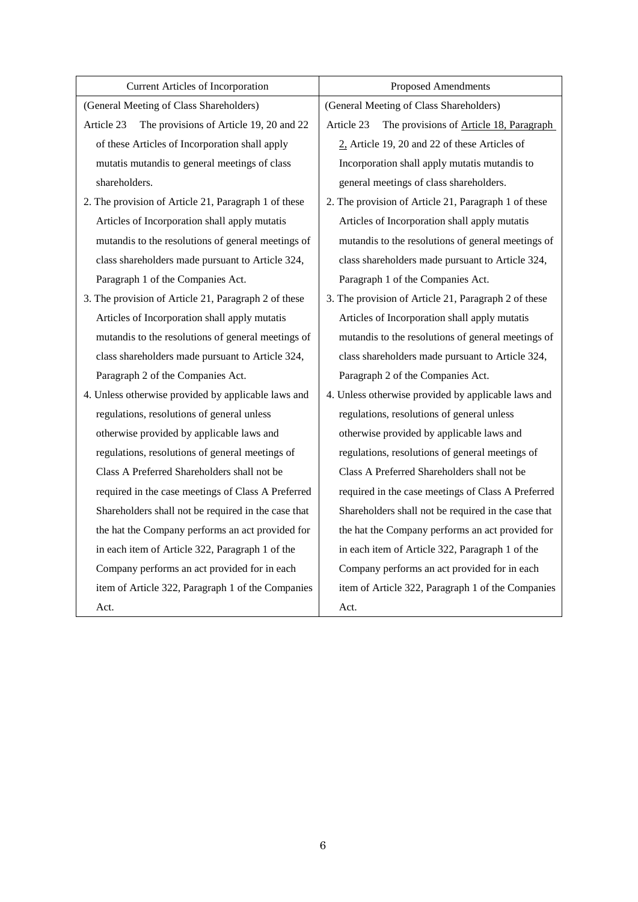| Current Articles of Incorporation | Proposed Amendments |
|---|---|
| (General Meeting of Class Shareholders) | (General Meeting of Class Shareholders) |
| Article 23 The provisions of Article 19, 20 and 22 of these Articles of Incorporation shall apply mutatis mutandis to general meetings of class shareholders. | Article 23 The provisions of <u>Article 18, Paragraph 2,</u> Article 19, 20 and 22 of these Articles of Incorporation shall apply mutatis mutandis to general meetings of class shareholders. |
| 2. The provision of Article 21, Paragraph 1 of these Articles of Incorporation shall apply mutatis mutandis to the resolutions of general meetings of class shareholders made pursuant to Article 324, Paragraph 1 of the Companies Act. | 2. The provision of Article 21, Paragraph 1 of these Articles of Incorporation shall apply mutatis mutandis to the resolutions of general meetings of class shareholders made pursuant to Article 324, Paragraph 1 of the Companies Act. |
| 3. The provision of Article 21, Paragraph 2 of these Articles of Incorporation shall apply mutatis mutandis to the resolutions of general meetings of class shareholders made pursuant to Article 324, Paragraph 2 of the Companies Act. | 3. The provision of Article 21, Paragraph 2 of these Articles of Incorporation shall apply mutatis mutandis to the resolutions of general meetings of class shareholders made pursuant to Article 324, Paragraph 2 of the Companies Act. |
| 4. Unless otherwise provided by applicable laws and regulations, resolutions of general unless otherwise provided by applicable laws and regulations, resolutions of general meetings of Class A Preferred Shareholders shall not be required in the case meetings of Class A Preferred Shareholders shall not be required in the case that the hat the Company performs an act provided for in each item of Article 322, Paragraph 1 of the Company performs an act provided for in each item of Article 322, Paragraph 1 of the Companies Act. | 4. Unless otherwise provided by applicable laws and regulations, resolutions of general unless otherwise provided by applicable laws and regulations, resolutions of general meetings of Class A Preferred Shareholders shall not be required in the case meetings of Class A Preferred Shareholders shall not be required in the case that the hat the Company performs an act provided for in each item of Article 322, Paragraph 1 of the Company performs an act provided for in each item of Article 322, Paragraph 1 of the Companies Act. |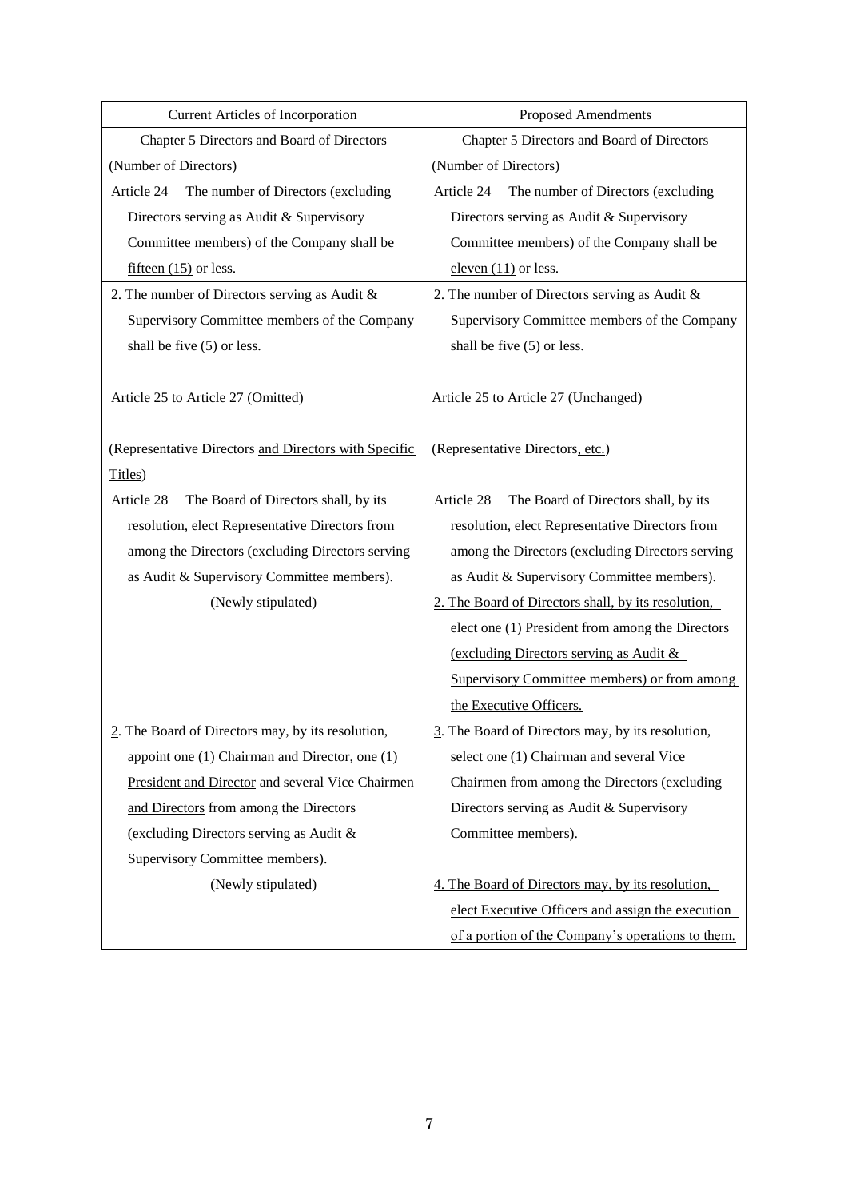| Current Articles of Incorporation | Proposed Amendments |
|---|---|
| Chapter 5 Directors and Board of Directors | Chapter 5 Directors and Board of Directors |
| (Number of Directors) | (Number of Directors) |
| Article 24 The number of Directors (excluding Directors serving as Audit & Supervisory Committee members) of the Company shall be fifteen (15) or less. | Article 24 The number of Directors (excluding Directors serving as Audit & Supervisory Committee members) of the Company shall be eleven (11) or less. |
| 2. The number of Directors serving as Audit & Supervisory Committee members of the Company shall be five (5) or less. | 2. The number of Directors serving as Audit & Supervisory Committee members of the Company shall be five (5) or less. |
| Article 25 to Article 27 (Omitted) | Article 25 to Article 27 (Unchanged) |
| (Representative Directors and Directors with Specific Titles) | (Representative Directors, etc.) |
| Article 28 The Board of Directors shall, by its resolution, elect Representative Directors from among the Directors (excluding Directors serving as Audit & Supervisory Committee members). | Article 28 The Board of Directors shall, by its resolution, elect Representative Directors from among the Directors (excluding Directors serving as Audit & Supervisory Committee members). |
| (Newly stipulated) | 2. The Board of Directors shall, by its resolution, elect one (1) President from among the Directors (excluding Directors serving as Audit & Supervisory Committee members) or from among the Executive Officers. |
| 2. The Board of Directors may, by its resolution, appoint one (1) Chairman and Director, one (1) President and Director and several Vice Chairmen and Directors from among the Directors (excluding Directors serving as Audit & Supervisory Committee members). | 3. The Board of Directors may, by its resolution, select one (1) Chairman and several Vice Chairmen from among the Directors (excluding Directors serving as Audit & Supervisory Committee members). |
| (Newly stipulated) | 4. The Board of Directors may, by its resolution, elect Executive Officers and assign the execution of a portion of the Company's operations to them. |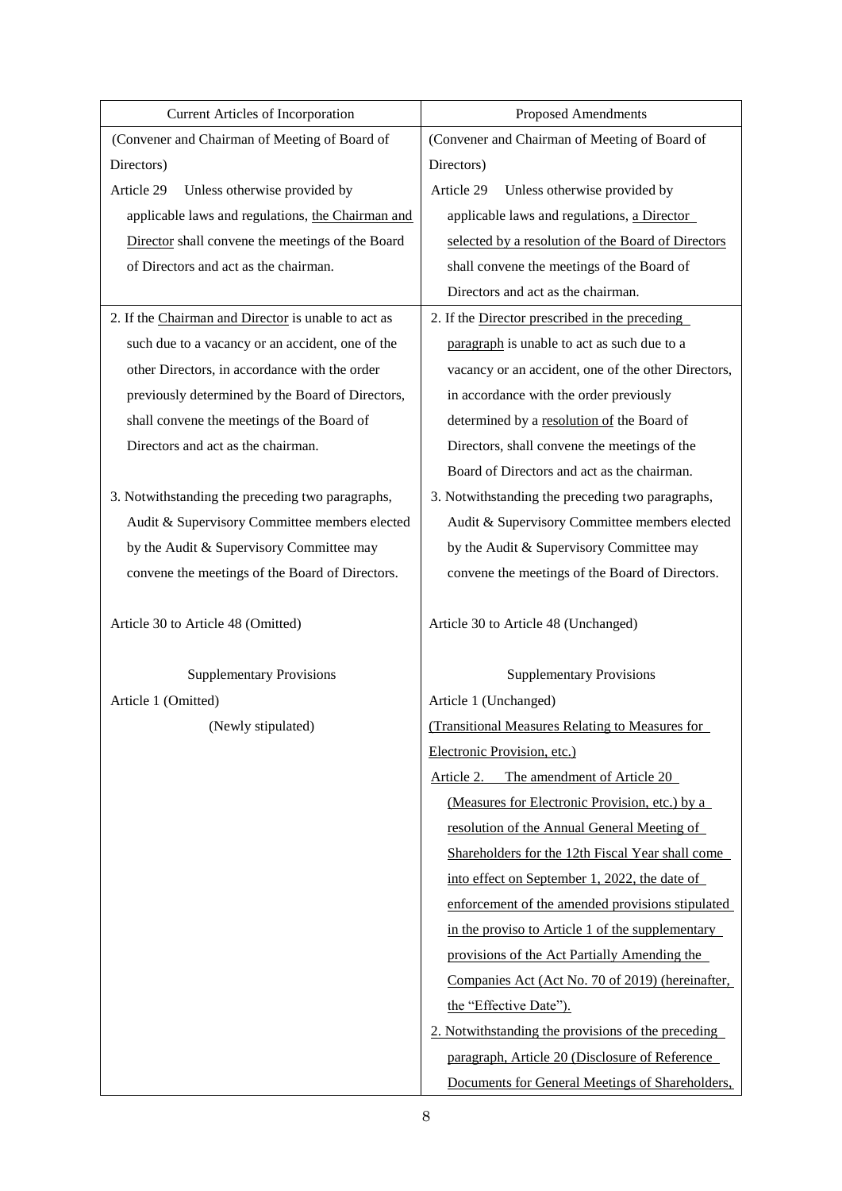| Current Articles of Incorporation | Proposed Amendments |
|---|---|
| (Convener and Chairman of Meeting of Board of Directors)<br>Article 29 Unless otherwise provided by applicable laws and regulations, the Chairman and Director shall convene the meetings of the Board of Directors and act as the chairman. | (Convener and Chairman of Meeting of Board of Directors)<br>Article 29 Unless otherwise provided by applicable laws and regulations, a Director selected by a resolution of the Board of Directors shall convene the meetings of the Board of Directors and act as the chairman. |
| 2. If the Chairman and Director is unable to act as such due to a vacancy or an accident, one of the other Directors, in accordance with the order previously determined by the Board of Directors, shall convene the meetings of the Board of Directors and act as the chairman.<br><br>3. Notwithstanding the preceding two paragraphs, Audit & Supervisory Committee members elected by the Audit & Supervisory Committee may convene the meetings of the Board of Directors.<br><br>Article 30 to Article 48 (Omitted)<br><br>Supplementary Provisions<br>Article 1 (Omitted)<br>(Newly stipulated) | 2. If the Director prescribed in the preceding paragraph is unable to act as such due to a vacancy or an accident, one of the other Directors, in accordance with the order previously determined by a resolution of the Board of Directors, shall convene the meetings of the Board of Directors and act as the chairman.<br>3. Notwithstanding the preceding two paragraphs, Audit & Supervisory Committee members elected by the Audit & Supervisory Committee may convene the meetings of the Board of Directors.<br><br>Article 30 to Article 48 (Unchanged)<br><br>Supplementary Provisions<br>Article 1 (Unchanged)<br>(Transitional Measures Relating to Measures for Electronic Provision, etc.)<br>Article 2. The amendment of Article 20 (Measures for Electronic Provision, etc.) by a resolution of the Annual General Meeting of Shareholders for the 12th Fiscal Year shall come into effect on September 1, 2022, the date of enforcement of the amended provisions stipulated in the proviso to Article 1 of the supplementary provisions of the Act Partially Amending the Companies Act (Act No. 70 of 2019) (hereinafter, the "Effective Date").<br>2. Notwithstanding the provisions of the preceding paragraph, Article 20 (Disclosure of Reference Documents for General Meetings of Shareholders, |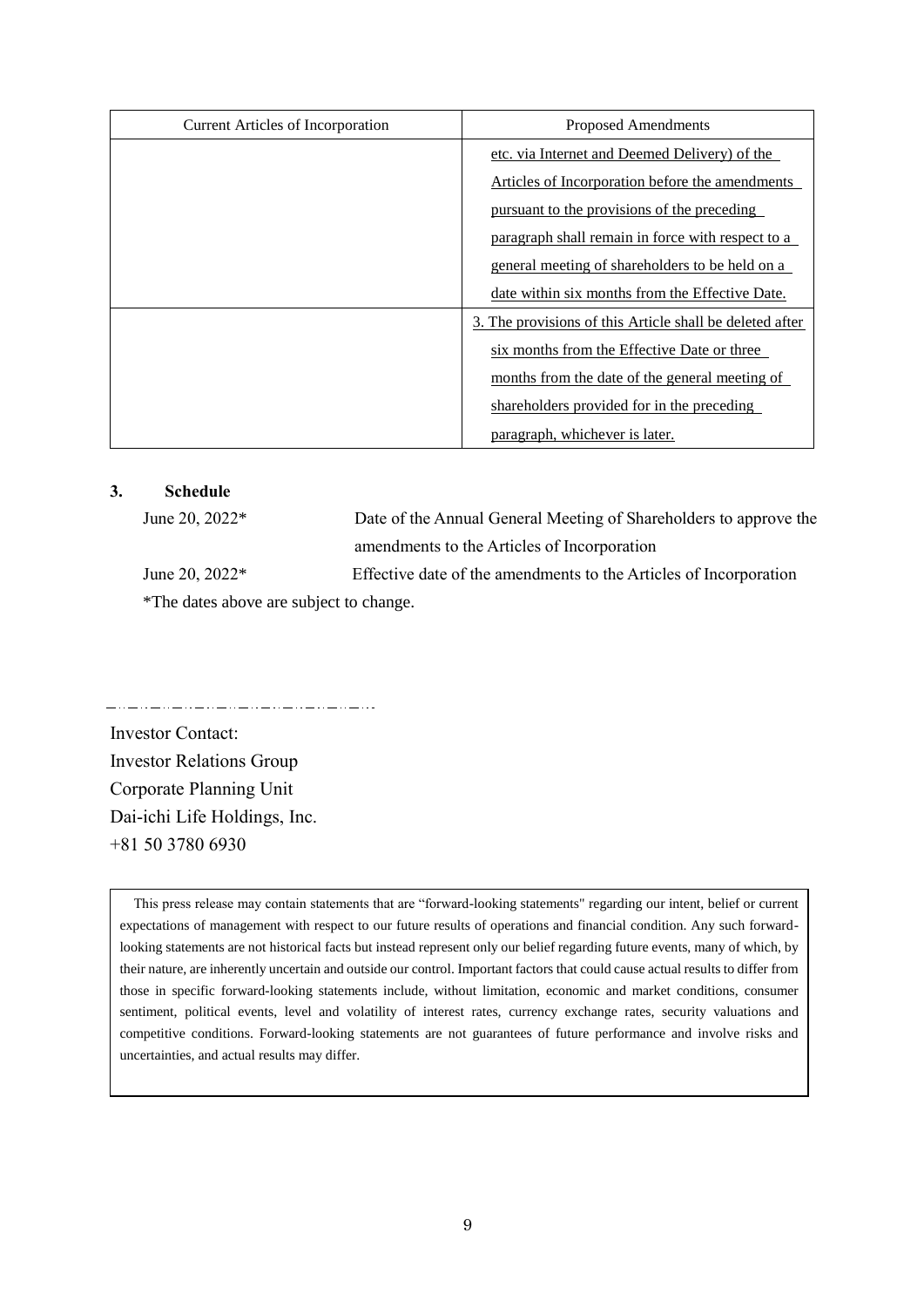| Current Articles of Incorporation | Proposed Amendments |
|---|---|
| | etc. via Internet and Deemed Delivery) of the Articles of Incorporation before the amendments pursuant to the provisions of the preceding paragraph shall remain in force with respect to a general meeting of shareholders to be held on a date within six months from the Effective Date. |
| | 3. The provisions of this Article shall be deleted after six months from the Effective Date or three months from the date of the general meeting of shareholders provided for in the preceding paragraph, whichever is later. |

### 3. Schedule

| | |
|---|---|
| June 20, 2022* | Date of the Annual General Meeting of Shareholders to approve the amendments to the Articles of Incorporation |
| June 20, 2022* | Effective date of the amendments to the Articles of Incorporation |

*The dates above are subject to change.

Investor Contact:
Investor Relations Group
Corporate Planning Unit
Dai-ichi Life Holdings, Inc.
+81 50 3780 6930

This press release may contain statements that are "forward-looking statements" regarding our intent, belief or current expectations of management with respect to our future results of operations and financial condition. Any such forward-looking statements are not historical facts but instead represent only our belief regarding future events, many of which, by their nature, are inherently uncertain and outside our control. Important factors that could cause actual results to differ from those in specific forward-looking statements include, without limitation, economic and market conditions, consumer sentiment, political events, level and volatility of interest rates, currency exchange rates, security valuations and competitive conditions. Forward-looking statements are not guarantees of future performance and involve risks and uncertainties, and actual results may differ.